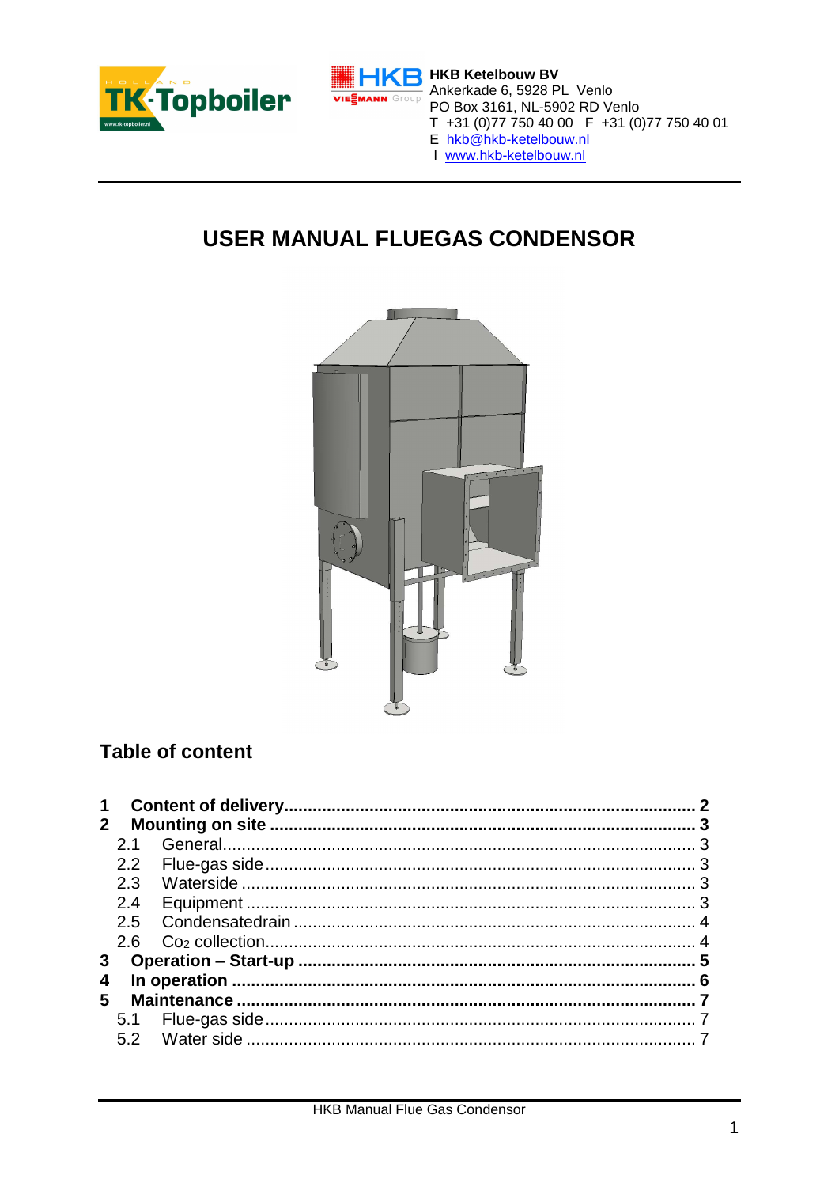HKB Ketelbouw BV
Ankerkade 6, 5928 PL Venlo
PO Box 3161, NL-5902 RD Venlo
T +31 (0)77 750 40 00 F +31 (0)77 750 40 01
E hkb@hkb-ketelbouw.nl
I www.hkb-ketelbouw.nl

# USER MANUAL FLUEGAS CONDENSOR

## Table of content

**1 Content of delivery** ........ **2**
**2 Mounting on site** ........ **3**
- 2.1 General ........ 3
- 2.2 Flue-gas side ........ 3
- 2.3 Waterside ........ 3
- 2.4 Equipment ........ 3
- 2.5 Condensatedrain ........ 4
- 2.6 $Co_2$ collection ........ 4

**3 Operation – Start-up** ........ **5**
**4 In operation** ........ **6**
**5 Maintenance** ........ **7**
- 5.1 Flue-gas side ........ 7
- 5.2 Water side ........ 7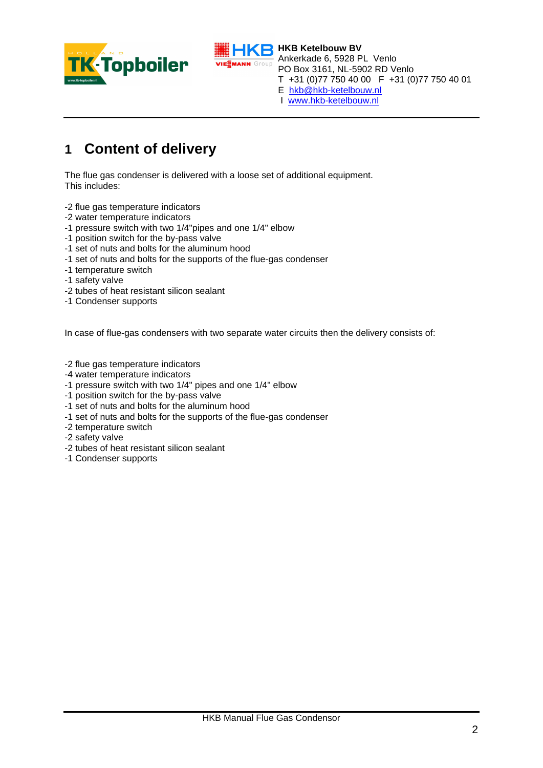# 1 Content of delivery

The flue gas condenser is delivered with a loose set of additional equipment.
This includes:

- -2 flue gas temperature indicators
- -2 water temperature indicators
- -1 pressure switch with two 1/4"pipes and one 1/4" elbow
- -1 position switch for the by-pass valve
- -1 set of nuts and bolts for the aluminum hood
- -1 set of nuts and bolts for the supports of the flue-gas condenser
- -1 temperature switch
- -1 safety valve
- -2 tubes of heat resistant silicon sealant
- -1 Condenser supports

In case of flue-gas condensers with two separate water circuits then the delivery consists of:

- -2 flue gas temperature indicators
- -4 water temperature indicators
- -1 pressure switch with two 1/4" pipes and one 1/4" elbow
- -1 position switch for the by-pass valve
- -1 set of nuts and bolts for the aluminum hood
- -1 set of nuts and bolts for the supports of the flue-gas condenser
- -2 temperature switch
- -2 safety valve
- -2 tubes of heat resistant silicon sealant
- -1 Condenser supports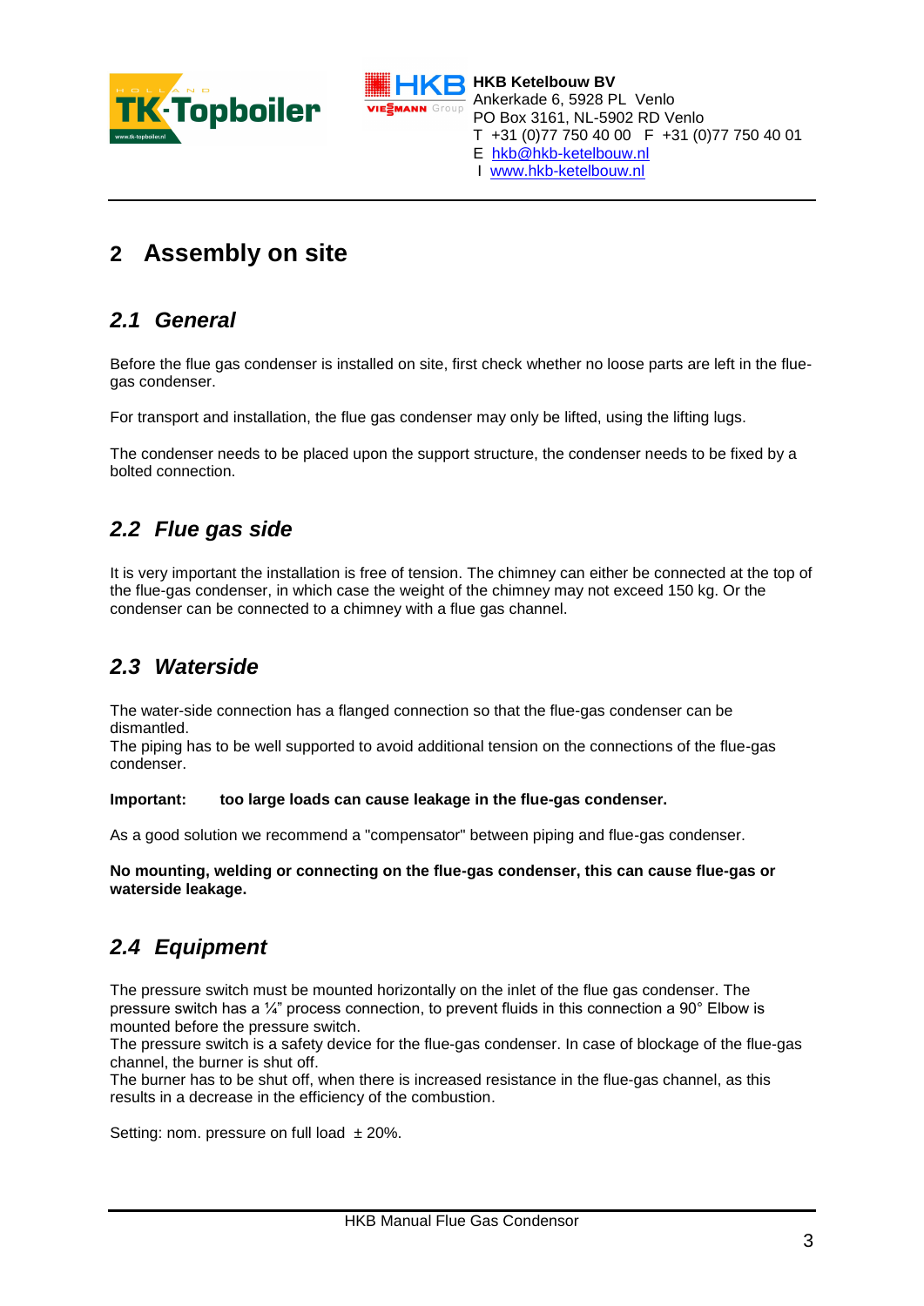# 2 Assembly on site

## 2.1 General

Before the flue gas condenser is installed on site, first check whether no loose parts are left in the flue-gas condenser.

For transport and installation, the flue gas condenser may only be lifted, using the lifting lugs.

The condenser needs to be placed upon the support structure, the condenser needs to be fixed by a bolted connection.

## 2.2 Flue gas side

It is very important the installation is free of tension. The chimney can either be connected at the top of the flue-gas condenser, in which case the weight of the chimney may not exceed 150 kg. Or the condenser can be connected to a chimney with a flue gas channel.

## 2.3 Waterside

The water-side connection has a flanged connection so that the flue-gas condenser can be dismantled.
The piping has to be well supported to avoid additional tension on the connections of the flue-gas condenser.

**Important: too large loads can cause leakage in the flue-gas condenser.**

As a good solution we recommend a "compensator" between piping and flue-gas condenser.

**No mounting, welding or connecting on the flue-gas condenser, this can cause flue-gas or waterside leakage.**

## 2.4 Equipment

The pressure switch must be mounted horizontally on the inlet of the flue gas condenser. The pressure switch has a ¼" process connection, to prevent fluids in this connection a 90° Elbow is mounted before the pressure switch.
The pressure switch is a safety device for the flue-gas condenser. In case of blockage of the flue-gas channel, the burner is shut off.
The burner has to be shut off, when there is increased resistance in the flue-gas channel, as this results in a decrease in the efficiency of the combustion.

Setting: nom. pressure on full load ± 20%.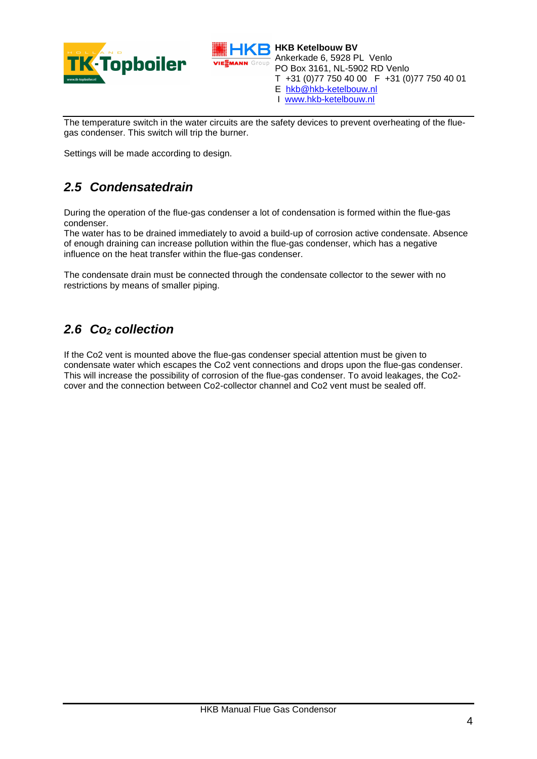The temperature switch in the water circuits are the safety devices to prevent overheating of the flue-gas condenser. This switch will trip the burner.

Settings will be made according to design.

## *2.5 Condensatedrain*

During the operation of the flue-gas condenser a lot of condensation is formed within the flue-gas condenser.
The water has to be drained immediately to avoid a build-up of corrosion active condensate. Absence of enough draining can increase pollution within the flue-gas condenser, which has a negative influence on the heat transfer within the flue-gas condenser.

The condensate drain must be connected through the condensate collector to the sewer with no restrictions by means of smaller piping.

## *2.6 $Co_2$ collection*

If the Co2 vent is mounted above the flue-gas condenser special attention must be given to condensate water which escapes the Co2 vent connections and drops upon the flue-gas condenser. This will increase the possibility of corrosion of the flue-gas condenser. To avoid leakages, the Co2-cover and the connection between Co2-collector channel and Co2 vent must be sealed off.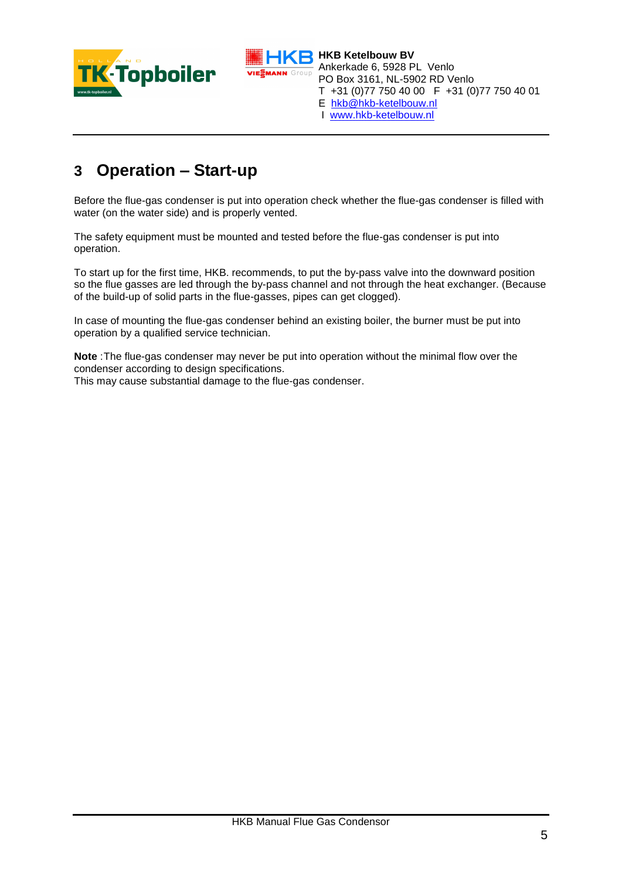## 3 Operation – Start-up

Before the flue-gas condenser is put into operation check whether the flue-gas condenser is filled with water (on the water side) and is properly vented.

The safety equipment must be mounted and tested before the flue-gas condenser is put into operation.

To start up for the first time, HKB. recommends, to put the by-pass valve into the downward position so the flue gasses are led through the by-pass channel and not through the heat exchanger. (Because of the build-up of solid parts in the flue-gasses, pipes can get clogged).

In case of mounting the flue-gas condenser behind an existing boiler, the burner must be put into operation by a qualified service technician.

**Note** : The flue-gas condenser may never be put into operation without the minimal flow over the condenser according to design specifications.
This may cause substantial damage to the flue-gas condenser.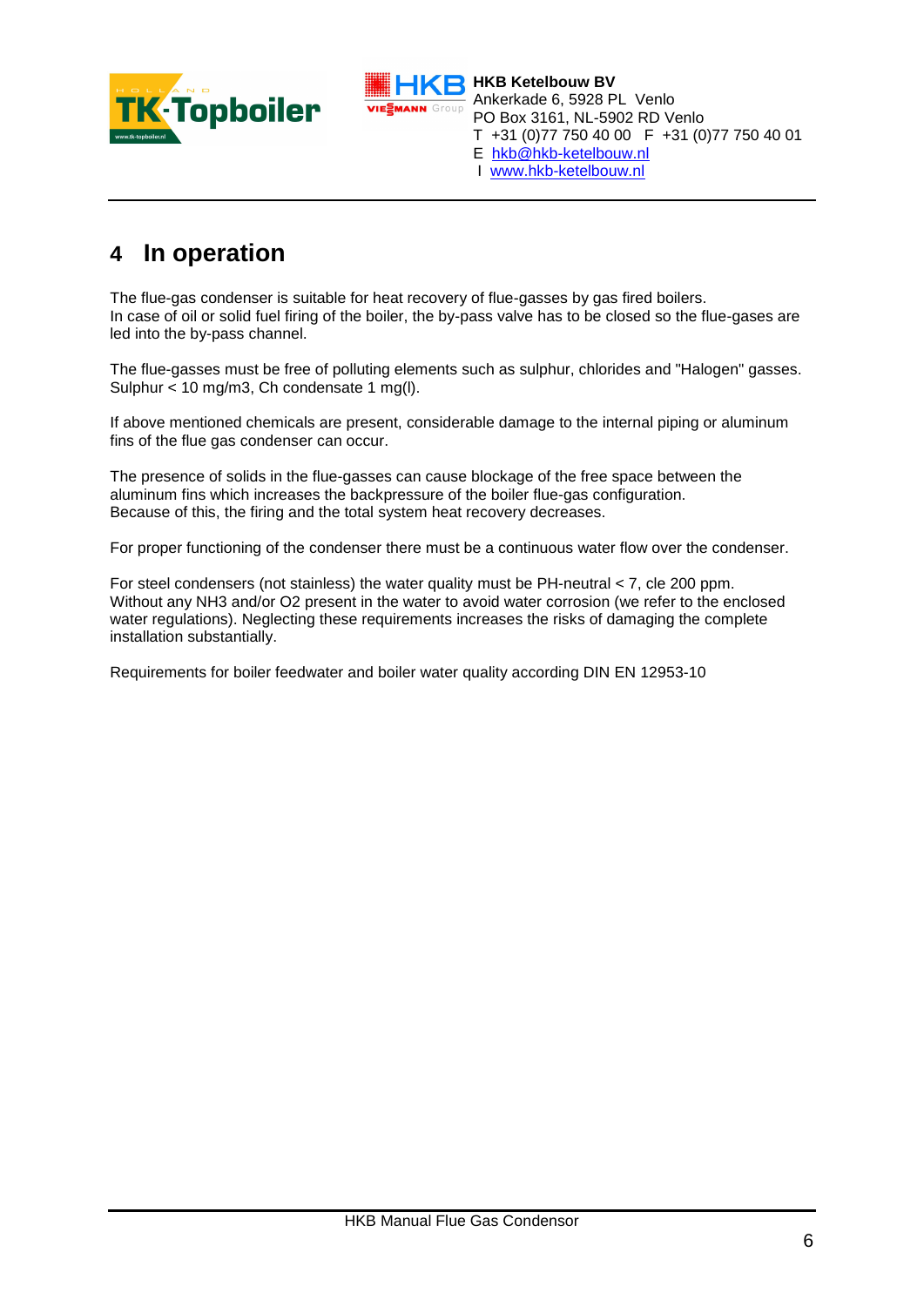# 4 In operation

The flue-gas condenser is suitable for heat recovery of flue-gasses by gas fired boilers.
In case of oil or solid fuel firing of the boiler, the by-pass valve has to be closed so the flue-gases are led into the by-pass channel.

The flue-gasses must be free of polluting elements such as sulphur, chlorides and "Halogen" gasses.
Sulphur < 10 mg/m3, Ch condensate 1 mg(l).

If above mentioned chemicals are present, considerable damage to the internal piping or aluminum fins of the flue gas condenser can occur.

The presence of solids in the flue-gasses can cause blockage of the free space between the aluminum fins which increases the backpressure of the boiler flue-gas configuration.
Because of this, the firing and the total system heat recovery decreases.

For proper functioning of the condenser there must be a continuous water flow over the condenser.

For steel condensers (not stainless) the water quality must be PH-neutral < 7, cle 200 ppm.
Without any $NH_3$ and/or $O_2$ present in the water to avoid water corrosion (we refer to the enclosed water regulations). Neglecting these requirements increases the risks of damaging the complete installation substantially.

Requirements for boiler feedwater and boiler water quality according DIN EN 12953-10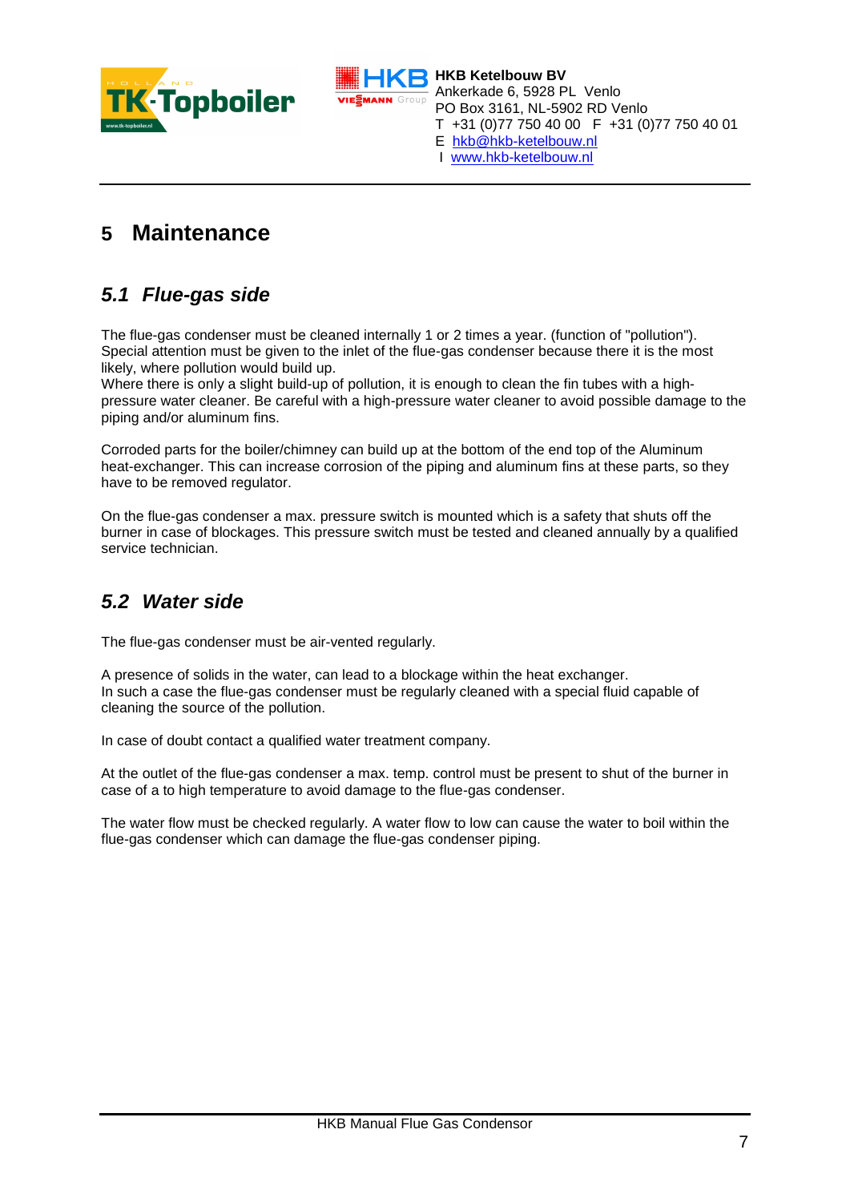# 5 Maintenance

## 5.1 Flue-gas side

The flue-gas condenser must be cleaned internally 1 or 2 times a year. (function of "pollution"). Special attention must be given to the inlet of the flue-gas condenser because there it is the most likely, where pollution would build up.
Where there is only a slight build-up of pollution, it is enough to clean the fin tubes with a high-pressure water cleaner. Be careful with a high-pressure water cleaner to avoid possible damage to the piping and/or aluminum fins.

Corroded parts for the boiler/chimney can build up at the bottom of the end top of the Aluminum heat-exchanger. This can increase corrosion of the piping and aluminum fins at these parts, so they have to be removed regulator.

On the flue-gas condenser a max. pressure switch is mounted which is a safety that shuts off the burner in case of blockages. This pressure switch must be tested and cleaned annually by a qualified service technician.

## 5.2 Water side

The flue-gas condenser must be air-vented regularly.

A presence of solids in the water, can lead to a blockage within the heat exchanger.
In such a case the flue-gas condenser must be regularly cleaned with a special fluid capable of cleaning the source of the pollution.

In case of doubt contact a qualified water treatment company.

At the outlet of the flue-gas condenser a max. temp. control must be present to shut of the burner in case of a to high temperature to avoid damage to the flue-gas condenser.

The water flow must be checked regularly. A water flow to low can cause the water to boil within the flue-gas condenser which can damage the flue-gas condenser piping.